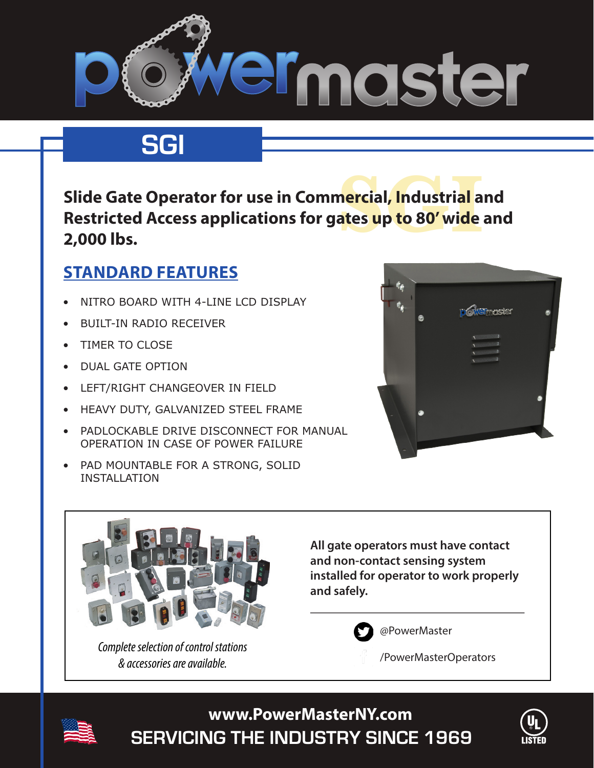# powermaster

## SGI

**Slide Gate Operator for use in Commercial, Industrial and Restricted Access applications for gates up to 80' wide and 2,000 lbs.**

### STANDARD FEATURES

- NITRO BOARD WITH 4-LINE LCD DISPLAY
- BUILT-IN RADIO RECEIVER
- TIMER TO CLOSE
- DUAL GATE OPTION
- LEFT/RIGHT CHANGEOVER IN FIELD
- HEAVY DUTY, GALVANIZED STEEL FRAME
- PADLOCKABLE DRIVE DISCONNECT FOR MANUAL OPERATION IN CASE OF POWER FAILURE
- PAD MOUNTABLE FOR A STRONG, SOLID INSTALLATION

*Complete selection of control stations & accessories are available.*

**All gate operators must have contact and non-contact sensing system installed for operator to work properly and safely.**

@PowerMaster

/PowerMasterOperators

**www.PowerMasterNY.com**

**SERVICING THE INDUSTRY SINCE 1969**

UL LISTED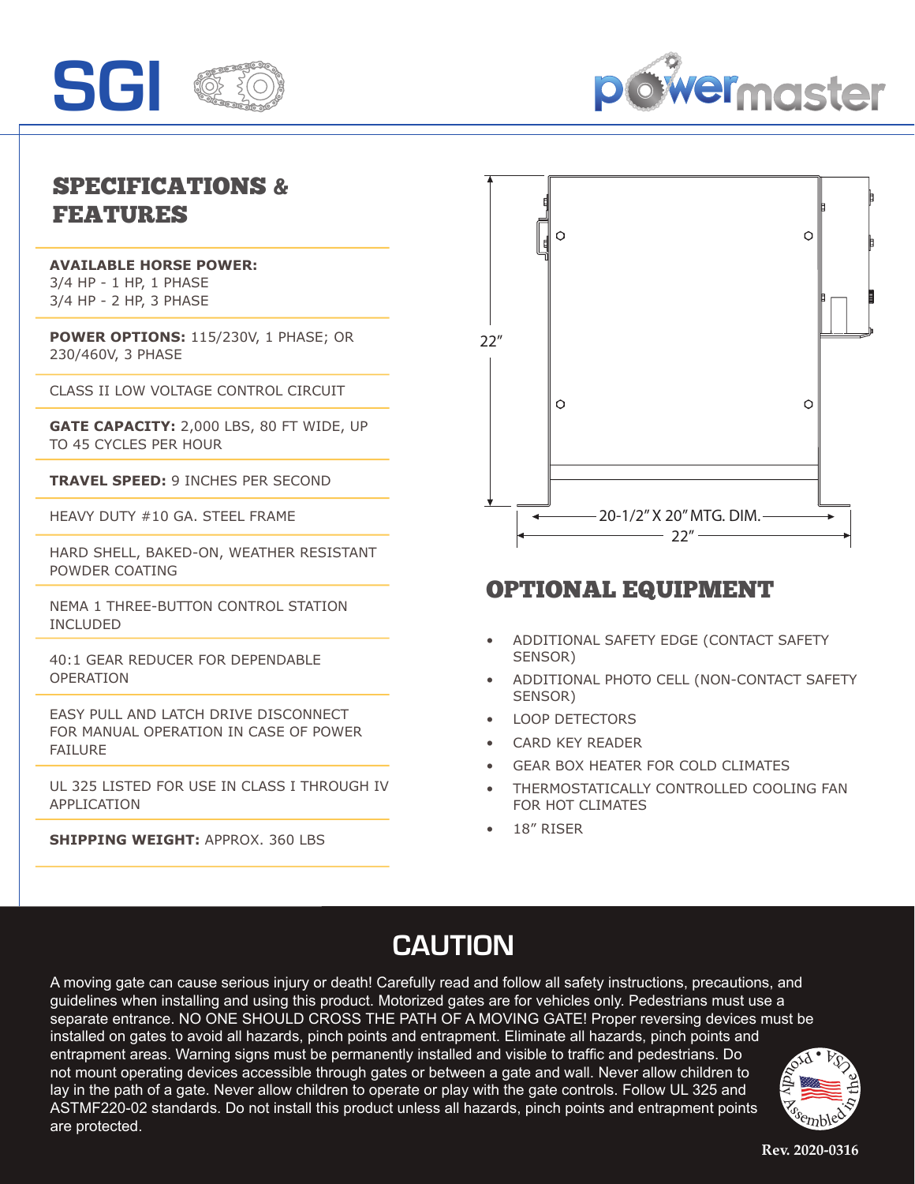SGI

powermaster

## SPECIFICATIONS & FEATURES

**AVAILABLE HORSE POWER:**
3/4 HP - 1 HP, 1 PHASE
3/4 HP - 2 HP, 3 PHASE

**POWER OPTIONS:** 115/230V, 1 PHASE; OR 230/460V, 3 PHASE

CLASS II LOW VOLTAGE CONTROL CIRCUIT

**GATE CAPACITY:** 2,000 LBS, 80 FT WIDE, UP TO 45 CYCLES PER HOUR

**TRAVEL SPEED:** 9 INCHES PER SECOND

HEAVY DUTY #10 GA. STEEL FRAME

HARD SHELL, BAKED-ON, WEATHER RESISTANT POWDER COATING

NEMA 1 THREE-BUTTON CONTROL STATION INCLUDED

40:1 GEAR REDUCER FOR DEPENDABLE OPERATION

EASY PULL AND LATCH DRIVE DISCONNECT FOR MANUAL OPERATION IN CASE OF POWER FAILURE

UL 325 LISTED FOR USE IN CLASS I THROUGH IV APPLICATION

**SHIPPING WEIGHT:** APPROX. 360 LBS

22″

20-1/2″ X 20″ MTG. DIM.

22″

## OPTIONAL EQUIPMENT

- ADDITIONAL SAFETY EDGE (CONTACT SAFETY SENSOR)
- ADDITIONAL PHOTO CELL (NON-CONTACT SAFETY SENSOR)
- LOOP DETECTORS
- CARD KEY READER
- GEAR BOX HEATER FOR COLD CLIMATES
- THERMOSTATICALLY CONTROLLED COOLING FAN FOR HOT CLIMATES
- 18″ RISER

## CAUTION

A moving gate can cause serious injury or death! Carefully read and follow all safety instructions, precautions, and guidelines when installing and using this product. Motorized gates are for vehicles only. Pedestrians must use a separate entrance. NO ONE SHOULD CROSS THE PATH OF A MOVING GATE! Proper reversing devices must be installed on gates to avoid all hazards, pinch points and entrapment. Eliminate all hazards, pinch points and entrapment areas. Warning signs must be permanently installed and visible to traffic and pedestrians. Do not mount operating devices accessible through gates or between a gate and wall. Never allow children to lay in the path of a gate. Never allow children to operate or play with the gate controls. Follow UL 325 and ASTMF220-02 standards. Do not install this product unless all hazards, pinch points and entrapment points are protected.

Proudly • USA • Assembled in the

Rev. 2020-0316